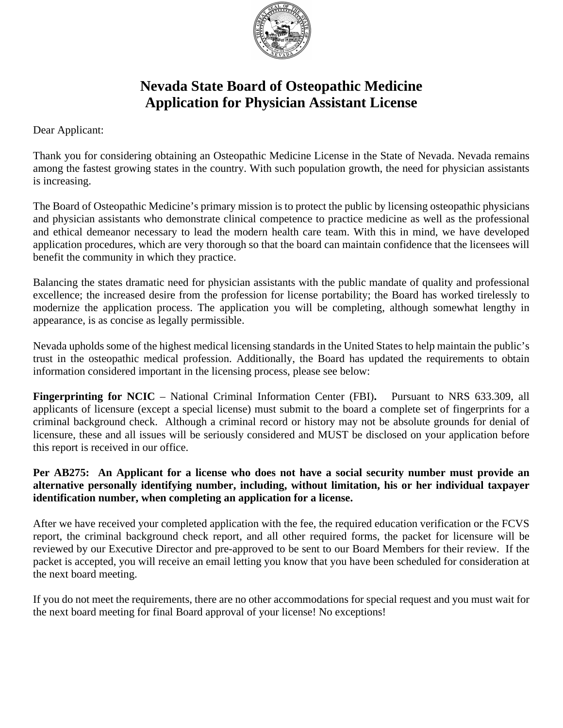# Nevada State Board of Osteopathic Medicine
# Application for Physician Assistant License

Dear Applicant:

Thank you for considering obtaining an Osteopathic Medicine License in the State of Nevada. Nevada remains among the fastest growing states in the country. With such population growth, the need for physician assistants is increasing.

The Board of Osteopathic Medicine's primary mission is to protect the public by licensing osteopathic physicians and physician assistants who demonstrate clinical competence to practice medicine as well as the professional and ethical demeanor necessary to lead the modern health care team. With this in mind, we have developed application procedures, which are very thorough so that the board can maintain confidence that the licensees will benefit the community in which they practice.

Balancing the states dramatic need for physician assistants with the public mandate of quality and professional excellence; the increased desire from the profession for license portability; the Board has worked tirelessly to modernize the application process. The application you will be completing, although somewhat lengthy in appearance, is as concise as legally permissible.

Nevada upholds some of the highest medical licensing standards in the United States to help maintain the public's trust in the osteopathic medical profession. Additionally, the Board has updated the requirements to obtain information considered important in the licensing process, please see below:

**Fingerprinting for NCIC** – National Criminal Information Center (FBI)**.** Pursuant to NRS 633.309, all applicants of licensure (except a special license) must submit to the board a complete set of fingerprints for a criminal background check. Although a criminal record or history may not be absolute grounds for denial of licensure, these and all issues will be seriously considered and MUST be disclosed on your application before this report is received in our office.

**Per AB275: An Applicant for a license who does not have a social security number must provide an alternative personally identifying number, including, without limitation, his or her individual taxpayer identification number, when completing an application for a license.**

After we have received your completed application with the fee, the required education verification or the FCVS report, the criminal background check report, and all other required forms, the packet for licensure will be reviewed by our Executive Director and pre-approved to be sent to our Board Members for their review. If the packet is accepted, you will receive an email letting you know that you have been scheduled for consideration at the next board meeting.

If you do not meet the requirements, there are no other accommodations for special request and you must wait for the next board meeting for final Board approval of your license! No exceptions!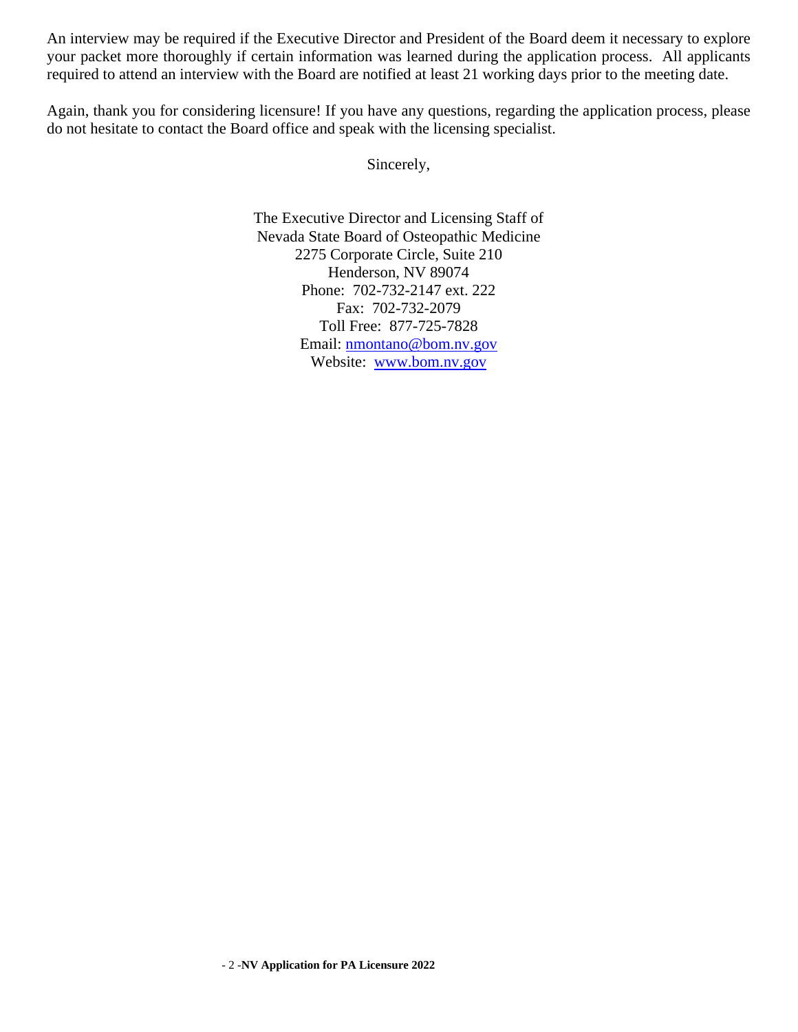An interview may be required if the Executive Director and President of the Board deem it necessary to explore your packet more thoroughly if certain information was learned during the application process. All applicants required to attend an interview with the Board are notified at least 21 working days prior to the meeting date.

Again, thank you for considering licensure! If you have any questions, regarding the application process, please do not hesitate to contact the Board office and speak with the licensing specialist.

Sincerely,

The Executive Director and Licensing Staff of
Nevada State Board of Osteopathic Medicine
2275 Corporate Circle, Suite 210
Henderson, NV 89074
Phone: 702-732-2147 ext. 222
Fax: 702-732-2079
Toll Free: 877-725-7828
Email: nmontano@bom.nv.gov
Website: www.bom.nv.gov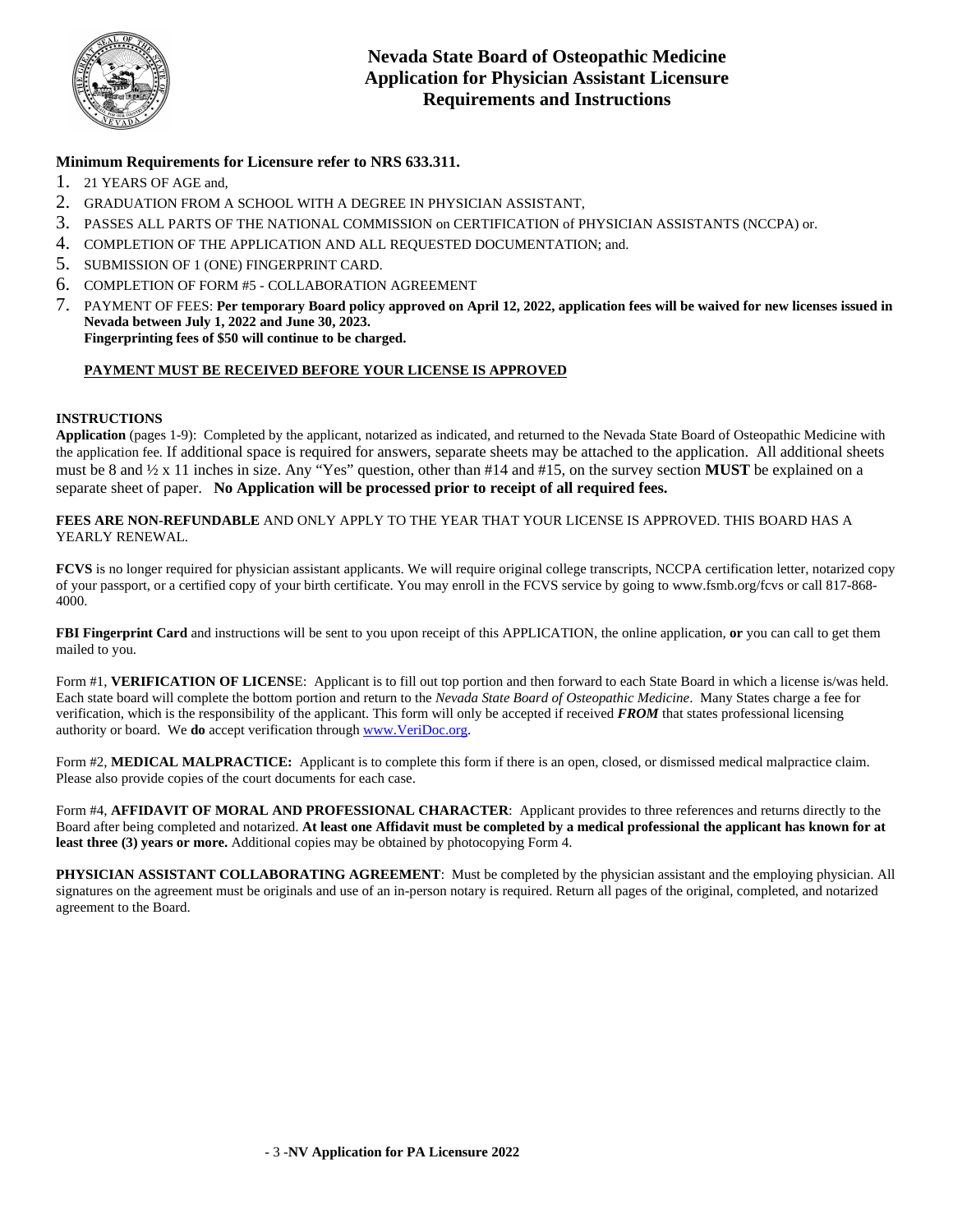# Nevada State Board of Osteopathic Medicine
# Application for Physician Assistant Licensure
# Requirements and Instructions

**Minimum Requirements for Licensure refer to NRS 633.311.**

1. 21 YEARS OF AGE and,
2. GRADUATION FROM A SCHOOL WITH A DEGREE IN PHYSICIAN ASSISTANT,
3. PASSES ALL PARTS OF THE NATIONAL COMMISSION on CERTIFICATION of PHYSICIAN ASSISTANTS (NCCPA) or.
4. COMPLETION OF THE APPLICATION AND ALL REQUESTED DOCUMENTATION; and.
5. SUBMISSION OF 1 (ONE) FINGERPRINT CARD.
6. COMPLETION OF FORM #5 - COLLABORATION AGREEMENT
7. PAYMENT OF FEES: **Per temporary Board policy approved on April 12, 2022, application fees will be waived for new licenses issued in Nevada between July 1, 2022 and June 30, 2023. Fingerprinting fees of $50 will continue to be charged.**

   **PAYMENT MUST BE RECEIVED BEFORE YOUR LICENSE IS APPROVED**

**INSTRUCTIONS**

**Application** (pages 1-9): Completed by the applicant, notarized as indicated, and returned to the Nevada State Board of Osteopathic Medicine with the application fee. If additional space is required for answers, separate sheets may be attached to the application. All additional sheets must be 8 and ½ x 11 inches in size. Any "Yes" question, other than #14 and #15, on the survey section **MUST** be explained on a separate sheet of paper. **No Application will be processed prior to receipt of all required fees.**

**FEES ARE NON-REFUNDABLE** AND ONLY APPLY TO THE YEAR THAT YOUR LICENSE IS APPROVED. THIS BOARD HAS A YEARLY RENEWAL.

**FCVS** is no longer required for physician assistant applicants. We will require original college transcripts, NCCPA certification letter, notarized copy of your passport, or a certified copy of your birth certificate. You may enroll in the FCVS service by going to www.fsmb.org/fcvs or call 817-868-4000.

**FBI Fingerprint Card** and instructions will be sent to you upon receipt of this APPLICATION, the online application, **or** you can call to get them mailed to you.

Form #1, **VERIFICATION OF LICENSE**: Applicant is to fill out top portion and then forward to each State Board in which a license is/was held. Each state board will complete the bottom portion and return to the *Nevada State Board of Osteopathic Medicine*. Many States charge a fee for verification, which is the responsibility of the applicant. This form will only be accepted if received ***FROM*** that states professional licensing authority or board. We **do** accept verification through www.VeriDoc.org.

Form #2, **MEDICAL MALPRACTICE:** Applicant is to complete this form if there is an open, closed, or dismissed medical malpractice claim. Please also provide copies of the court documents for each case.

Form #4, **AFFIDAVIT OF MORAL AND PROFESSIONAL CHARACTER**: Applicant provides to three references and returns directly to the Board after being completed and notarized. **At least one Affidavit must be completed by a medical professional the applicant has known for at least three (3) years or more.** Additional copies may be obtained by photocopying Form 4.

**PHYSICIAN ASSISTANT COLLABORATING AGREEMENT**: Must be completed by the physician assistant and the employing physician. All signatures on the agreement must be originals and use of an in-person notary is required. Return all pages of the original, completed, and notarized agreement to the Board.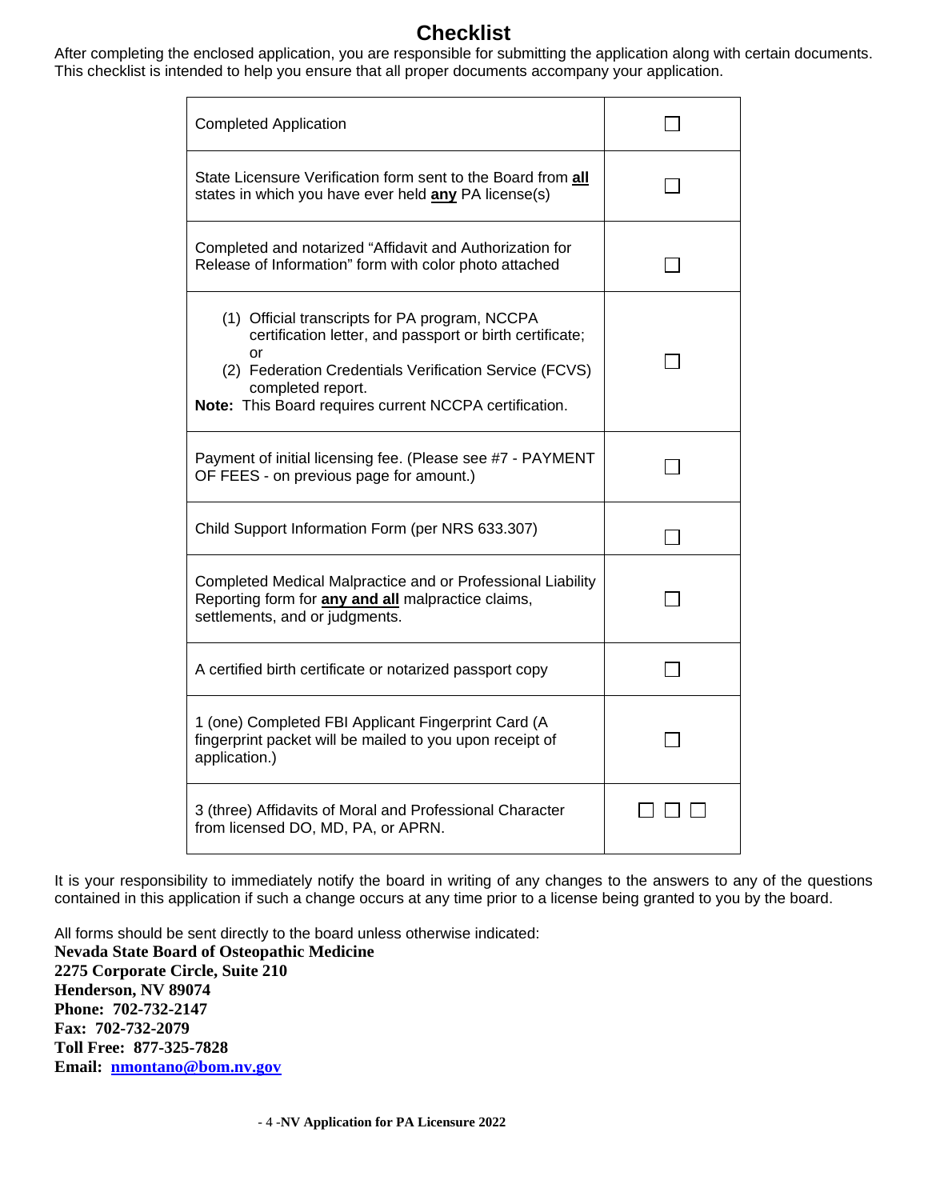# Checklist

After completing the enclosed application, you are responsible for submitting the application along with certain documents. This checklist is intended to help you ensure that all proper documents accompany your application.

| | |
|---|---|
| Completed Application | ☐ |
| State Licensure Verification form sent to the Board from **all** states in which you have ever held **any** PA license(s) | ☐ |
| Completed and notarized "Affidavit and Authorization for Release of Information" form with color photo attached | ☐ |
| (1) Official transcripts for PA program, NCCPA certification letter, and passport or birth certificate; or<br>(2) Federation Credentials Verification Service (FCVS) completed report.<br>**Note:** This Board requires current NCCPA certification. | ☐ |
| Payment of initial licensing fee. (Please see #7 - PAYMENT OF FEES - on previous page for amount.) | ☐ |
| Child Support Information Form (per NRS 633.307) | ☐ |
| Completed Medical Malpractice and or Professional Liability Reporting form for **any and all** malpractice claims, settlements, and or judgments. | ☐ |
| A certified birth certificate or notarized passport copy | ☐ |
| 1 (one) Completed FBI Applicant Fingerprint Card (A fingerprint packet will be mailed to you upon receipt of application.) | ☐ |
| 3 (three) Affidavits of Moral and Professional Character from licensed DO, MD, PA, or APRN. | ☐ ☐ ☐ |

It is your responsibility to immediately notify the board in writing of any changes to the answers to any of the questions contained in this application if such a change occurs at any time prior to a license being granted to you by the board.

All forms should be sent directly to the board unless otherwise indicated:
**Nevada State Board of Osteopathic Medicine**
**2275 Corporate Circle, Suite 210**
**Henderson, NV 89074**
**Phone: 702-732-2147**
**Fax: 702-732-2079**
**Toll Free: 877-325-7828**
**Email: nmontano@bom.nv.gov**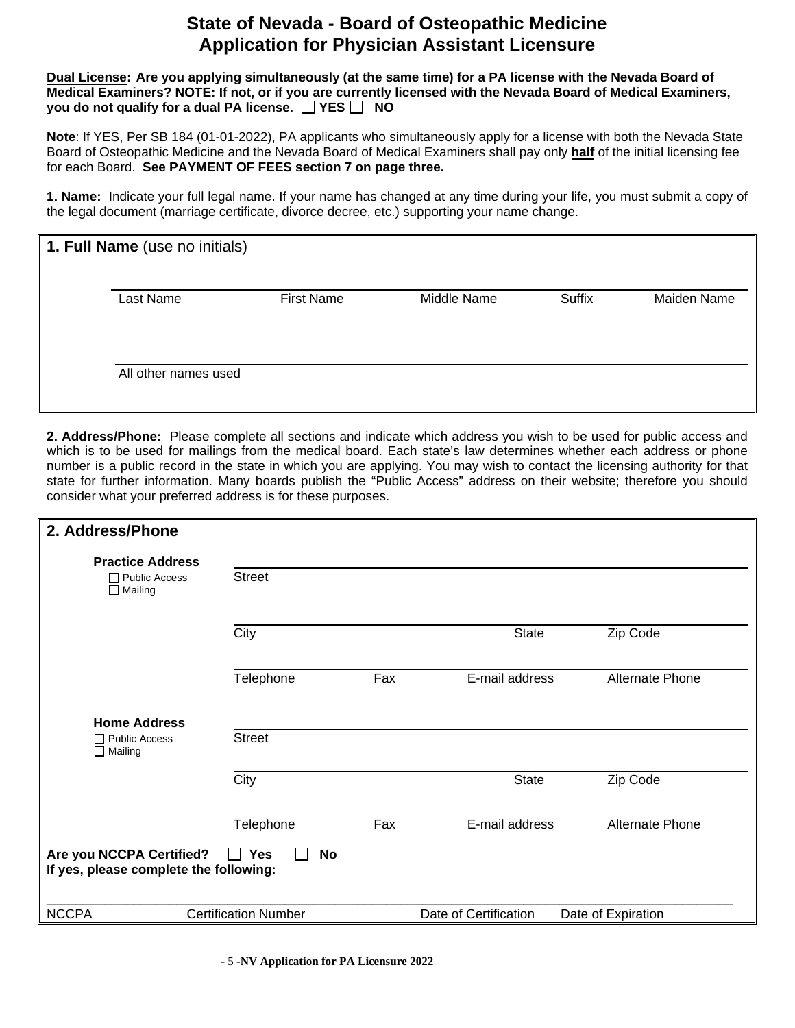# State of Nevada - Board of Osteopathic Medicine
# Application for Physician Assistant Licensure

**Dual License: Are you applying simultaneously (at the same time) for a PA license with the Nevada Board of Medical Examiners? NOTE: If not, or if you are currently licensed with the Nevada Board of Medical Examiners, you do not qualify for a dual PA license. ☐ YES ☐ NO**

**Note**: If YES, Per SB 184 (01-01-2022), PA applicants who simultaneously apply for a license with both the Nevada State Board of Osteopathic Medicine and the Nevada Board of Medical Examiners shall pay only **half** of the initial licensing fee for each Board. **See PAYMENT OF FEES section 7 on page three.**

**1. Name:** Indicate your full legal name. If your name has changed at any time during your life, you must submit a copy of the legal document (marriage certificate, divorce decree, etc.) supporting your name change.

**1. Full Name** (use no initials)

| Last Name | First Name | Middle Name | Suffix | Maiden Name |
|---|---|---|---|---|
| | | | | |

All other names used

**2. Address/Phone:** Please complete all sections and indicate which address you wish to be used for public access and which is to be used for mailings from the medical board. Each state's law determines whether each address or phone number is a public record in the state in which you are applying. You may wish to contact the licensing authority for that state for further information. Many boards publish the "Public Access" address on their website; therefore you should consider what your preferred address is for these purposes.

**2. Address/Phone**

**Practice Address**
☐ Public Access
☐ Mailing

Street

| City | State | Zip Code |
|---|---|---|
| | | |

| Telephone | Fax | E-mail address | Alternate Phone |
|---|---|---|---|
| | | | |

**Home Address**
☐ Public Access
☐ Mailing

Street

| City | State | Zip Code |
|---|---|---|
| | | |

| Telephone | Fax | E-mail address | Alternate Phone |
|---|---|---|---|
| | | | |

**Are you NCCPA Certified?** ☐ **Yes** ☐ **No**
**If yes, please complete the following:**

| NCCPA | Certification Number | Date of Certification | Date of Expiration |
|---|---|---|---|
| | | | |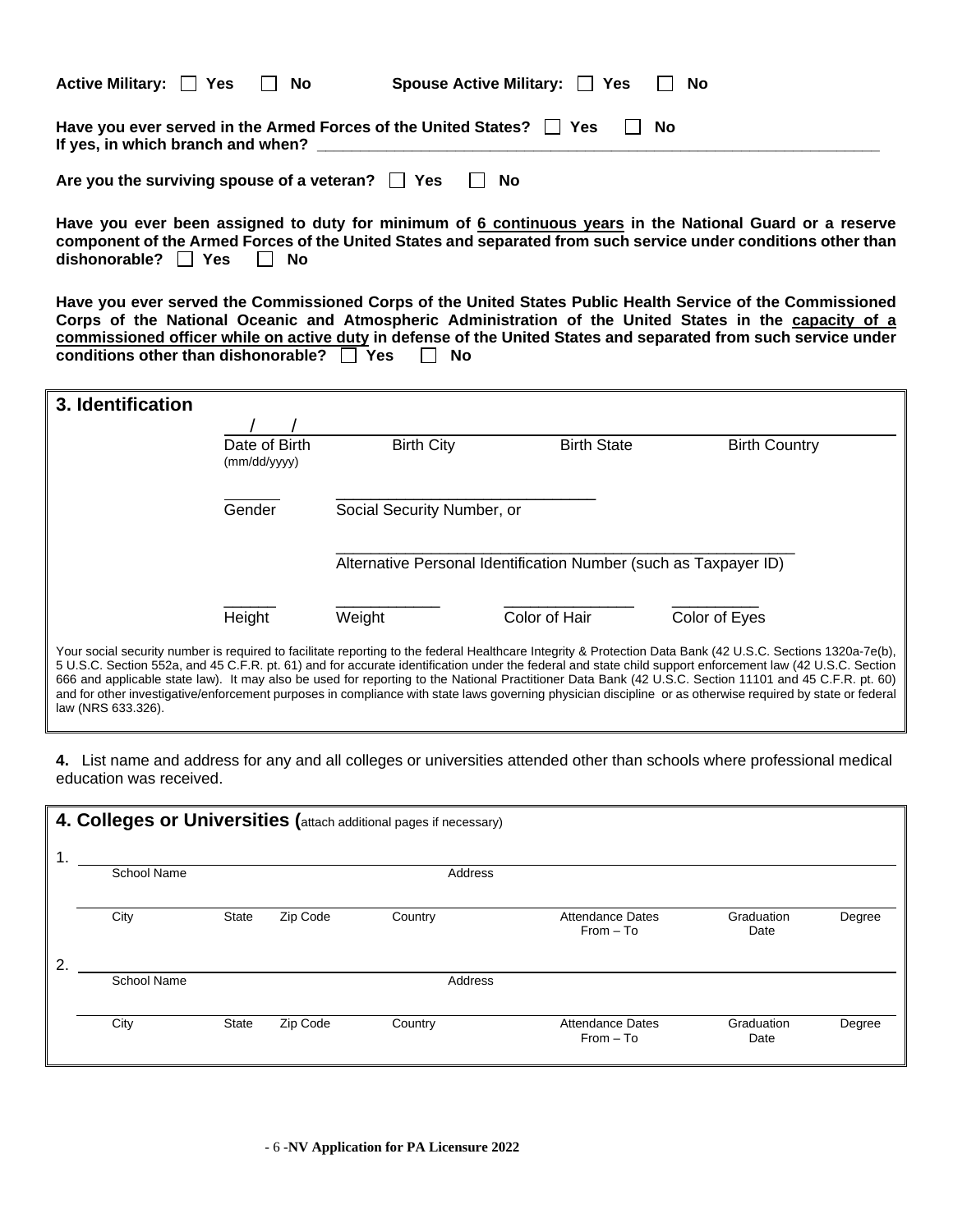**Active Military:** ☐ **Yes** ☐ **No** **Spouse Active Military:** ☐ **Yes** ☐ **No**

**Have you ever served in the Armed Forces of the United States?** ☐ **Yes** ☐ **No**
**If yes, in which branch and when?** ____________________________________________________________

**Are you the surviving spouse of a veteran?** ☐ **Yes** ☐ **No**

**Have you ever been assigned to duty for minimum of 6 continuous years in the National Guard or a reserve component of the Armed Forces of the United States and separated from such service under conditions other than dishonorable?** ☐ **Yes** ☐ **No**

**Have you ever served the Commissioned Corps of the United States Public Health Service of the Commissioned Corps of the National Oceanic and Atmospheric Administration of the United States in the capacity of a commissioned officer while on active duty in defense of the United States and separated from such service under conditions other than dishonorable?** ☐ **Yes** ☐ **No**

## 3. Identification

| ___/___/___ | | | |
|---|---|---|---|
| Date of Birth (mm/dd/yyyy) | Birth City | Birth State | Birth Country |

______ Gender

______________________ Social Security Number, or

______________________ Alternative Personal Identification Number (such as Taxpayer ID)

| | | | |
|---|---|---|---|
| Height | Weight | Color of Hair | Color of Eyes |

Your social security number is required to facilitate reporting to the federal Healthcare Integrity & Protection Data Bank (42 U.S.C. Sections 1320a-7e(b), 5 U.S.C. Section 552a, and 45 C.F.R. pt. 61) and for accurate identification under the federal and state child support enforcement law (42 U.S.C. Section 666 and applicable state law). It may also be used for reporting to the National Practitioner Data Bank (42 U.S.C. Section 11101 and 45 C.F.R. pt. 60) and for other investigative/enforcement purposes in compliance with state laws governing physician discipline or as otherwise required by state or federal law (NRS 633.326).

**4.** List name and address for any and all colleges or universities attended other than schools where professional medical education was received.

## 4. Colleges or Universities (attach additional pages if necessary)

1. ______________________________________________

| School Name | | | | Address | | |
|---|---|---|---|---|---|---|
| City | State | Zip Code | Country | Attendance Dates From – To | Graduation Date | Degree |

2. ______________________________________________

| School Name | | | | Address | | |
|---|---|---|---|---|---|---|
| City | State | Zip Code | Country | Attendance Dates From – To | Graduation Date | Degree |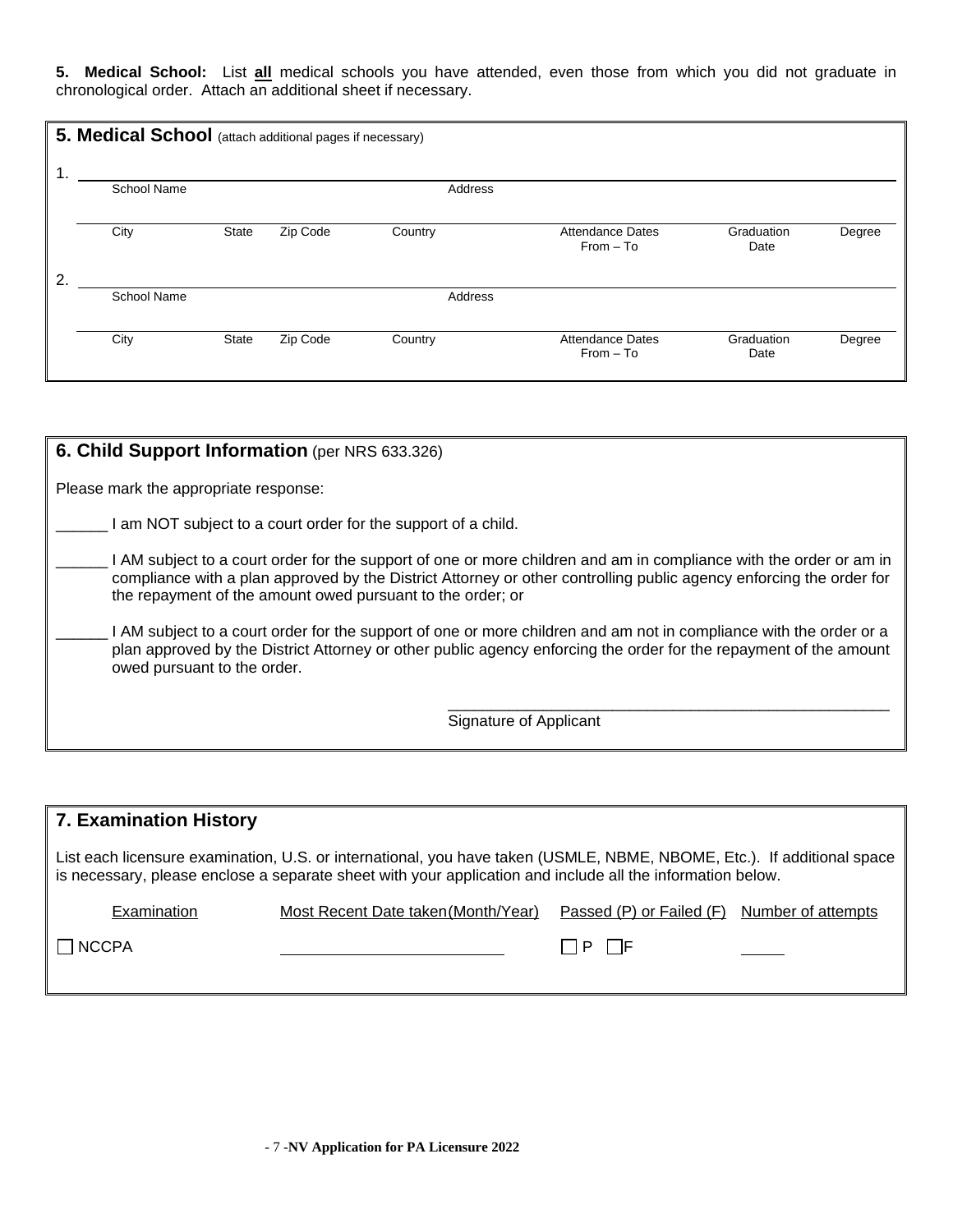**5. Medical School:** List **all** medical schools you have attended, even those from which you did not graduate in chronological order. Attach an additional sheet if necessary.

## 5. Medical School (attach additional pages if necessary)

1. ______________________________________________________________

| School Name | | | | Address | | |
|---|---|---|---|---|---|---|
| City | State | Zip Code | Country | Attendance Dates From – To | Graduation Date | Degree |

2. ______________________________________________________________

| School Name | | | | Address | | |
|---|---|---|---|---|---|---|
| City | State | Zip Code | Country | Attendance Dates From – To | Graduation Date | Degree |

## 6. Child Support Information (per NRS 633.326)

Please mark the appropriate response:

______ I am NOT subject to a court order for the support of a child.

______ I AM subject to a court order for the support of one or more children and am in compliance with the order or am in compliance with a plan approved by the District Attorney or other controlling public agency enforcing the order for the repayment of the amount owed pursuant to the order; or

______ I AM subject to a court order for the support of one or more children and am not in compliance with the order or a plan approved by the District Attorney or other public agency enforcing the order for the repayment of the amount owed pursuant to the order.

_____________________________________________________
Signature of Applicant

## 7. Examination History

List each licensure examination, U.S. or international, you have taken (USMLE, NBME, NBOME, Etc.). If additional space is necessary, please enclose a separate sheet with your application and include all the information below.

| Examination | Most Recent Date taken(Month/Year) | Passed (P) or Failed (F) | Number of attempts |
|---|---|---|---|
| ☐ NCCPA | ____________________ | ☐ P ☐ F | _____ |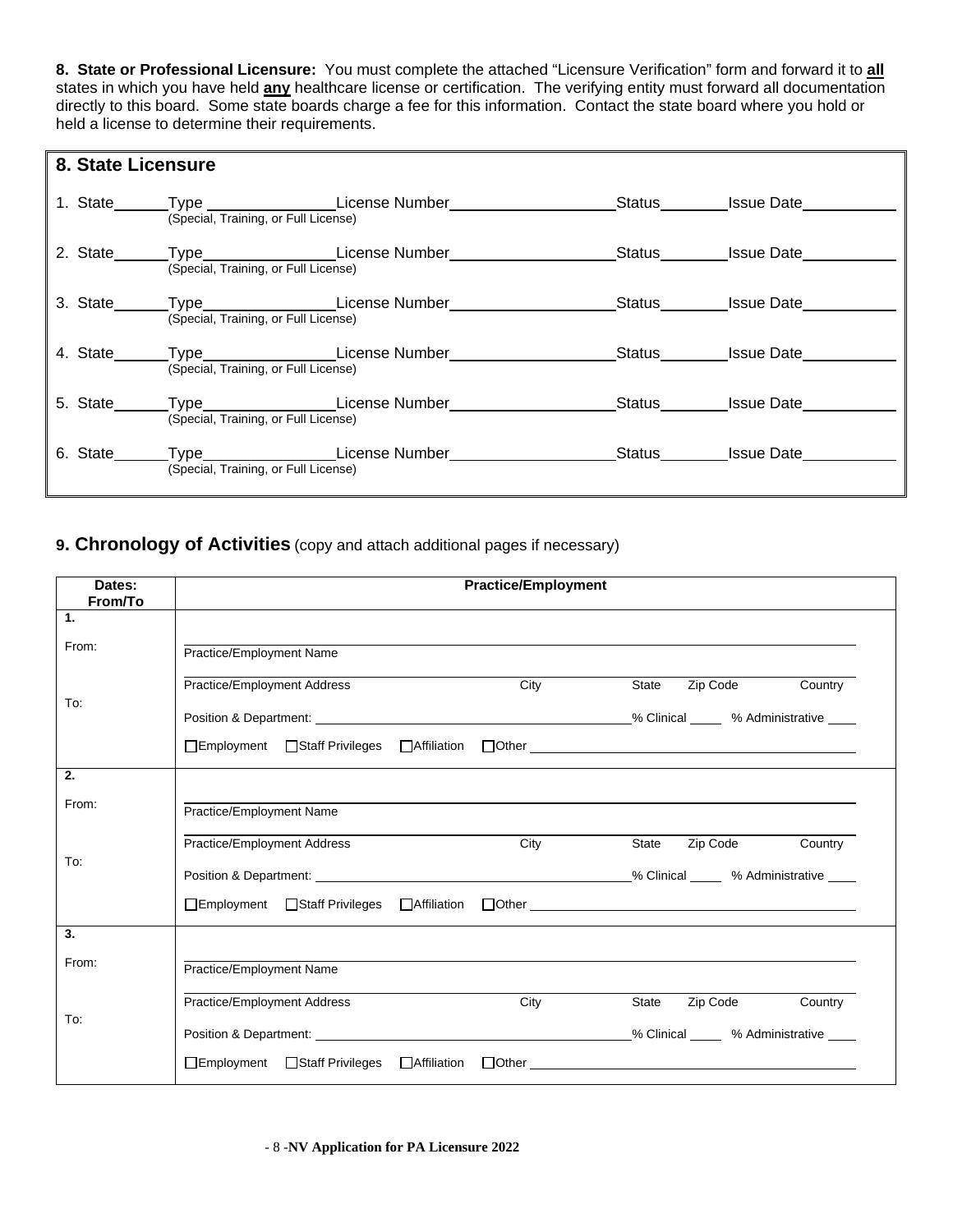**8. State or Professional Licensure:** You must complete the attached "Licensure Verification" form and forward it to **all** states in which you have held **any** healthcare license or certification. The verifying entity must forward all documentation directly to this board. Some state boards charge a fee for this information. Contact the state board where you hold or held a license to determine their requirements.

## 8. State Licensure

1. State______ Type ________________ License Number ____________________ Status________ Issue Date___________
   (Special, Training, or Full License)

2. State______ Type________________ License Number ____________________ Status________ Issue Date___________
   (Special, Training, or Full License)

3. State______ Type________________ License Number ____________________ Status________ Issue Date___________
   (Special, Training, or Full License)

4. State______ Type________________ License Number ____________________ Status________ Issue Date___________
   (Special, Training, or Full License)

5. State______ Type________________ License Number ____________________ Status________ Issue Date___________
   (Special, Training, or Full License)

6. State______ Type________________ License Number ____________________ Status________ Issue Date___________
   (Special, Training, or Full License)

## 9. Chronology of Activities (copy and attach additional pages if necessary)

| Dates: From/To | Practice/Employment |
|---|---|
| **1.** From: To: | Practice/Employment Name ______<br>Practice/Employment Address ______ City ______ State ______ Zip Code ______ Country ______<br>Position & Department: ______ % Clinical ____ % Administrative ____<br>☐Employment ☐Staff Privileges ☐Affiliation ☐Other ______ |
| **2.** From: To: | Practice/Employment Name ______<br>Practice/Employment Address ______ City ______ State ______ Zip Code ______ Country ______<br>Position & Department: ______ % Clinical ____ % Administrative ____<br>☐Employment ☐Staff Privileges ☐Affiliation ☐Other ______ |
| **3.** From: To: | Practice/Employment Name ______<br>Practice/Employment Address ______ City ______ State ______ Zip Code ______ Country ______<br>Position & Department: ______ % Clinical ____ % Administrative ____<br>☐Employment ☐Staff Privileges ☐Affiliation ☐Other ______ |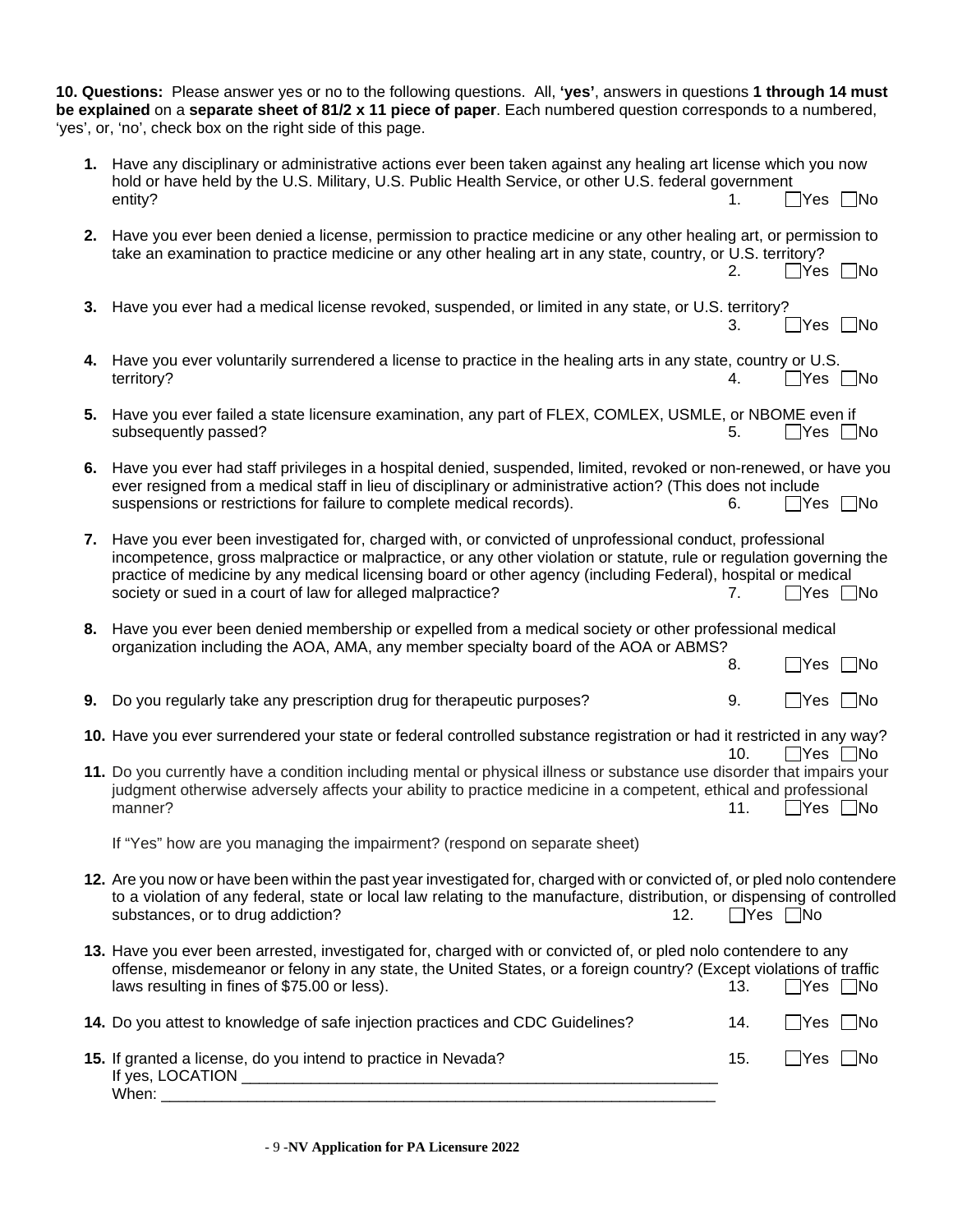**10. Questions:** Please answer yes or no to the following questions. All, **'yes'**, answers in questions **1 through 14 must be explained** on a **separate sheet of 81/2 x 11 piece of paper**. Each numbered question corresponds to a numbered, 'yes', or, 'no', check box on the right side of this page.

**1.** Have any disciplinary or administrative actions ever been taken against any healing art license which you now hold or have held by the U.S. Military, U.S. Public Health Service, or other U.S. federal government entity? 1. ☐Yes ☐No

**2.** Have you ever been denied a license, permission to practice medicine or any other healing art, or permission to take an examination to practice medicine or any other healing art in any state, country, or U.S. territory? 2. ☐Yes ☐No

**3.** Have you ever had a medical license revoked, suspended, or limited in any state, or U.S. territory? 3. ☐Yes ☐No

**4.** Have you ever voluntarily surrendered a license to practice in the healing arts in any state, country or U.S. territory? 4. ☐Yes ☐No

**5.** Have you ever failed a state licensure examination, any part of FLEX, COMLEX, USMLE, or NBOME even if subsequently passed? 5. ☐Yes ☐No

**6.** Have you ever had staff privileges in a hospital denied, suspended, limited, revoked or non-renewed, or have you ever resigned from a medical staff in lieu of disciplinary or administrative action? (This does not include suspensions or restrictions for failure to complete medical records). 6. ☐Yes ☐No

**7.** Have you ever been investigated for, charged with, or convicted of unprofessional conduct, professional incompetence, gross malpractice or malpractice, or any other violation or statute, rule or regulation governing the practice of medicine by any medical licensing board or other agency (including Federal), hospital or medical society or sued in a court of law for alleged malpractice? 7. ☐Yes ☐No

**8.** Have you ever been denied membership or expelled from a medical society or other professional medical organization including the AOA, AMA, any member specialty board of the AOA or ABMS? 8. ☐Yes ☐No

**9.** Do you regularly take any prescription drug for therapeutic purposes? 9. ☐Yes ☐No

**10.** Have you ever surrendered your state or federal controlled substance registration or had it restricted in any way? 10. ☐Yes ☐No

**11.** Do you currently have a condition including mental or physical illness or substance use disorder that impairs your judgment otherwise adversely affects your ability to practice medicine in a competent, ethical and professional manner? 11. ☐Yes ☐No

If "Yes" how are you managing the impairment? (respond on separate sheet)

**12.** Are you now or have been within the past year investigated for, charged with or convicted of, or pled nolo contendere to a violation of any federal, state or local law relating to the manufacture, distribution, or dispensing of controlled substances, or to drug addiction? 12. ☐Yes ☐No

**13.** Have you ever been arrested, investigated for, charged with or convicted of, or pled nolo contendere to any offense, misdemeanor or felony in any state, the United States, or a foreign country? (Except violations of traffic laws resulting in fines of $75.00 or less). 13. ☐Yes ☐No

**14.** Do you attest to knowledge of safe injection practices and CDC Guidelines? 14. ☐Yes ☐No

**15.** If granted a license, do you intend to practice in Nevada? 15. ☐Yes ☐No

If yes, LOCATION ______________________________________________________

When: __________________________________________________________

**NV Application for PA Licensure 2022**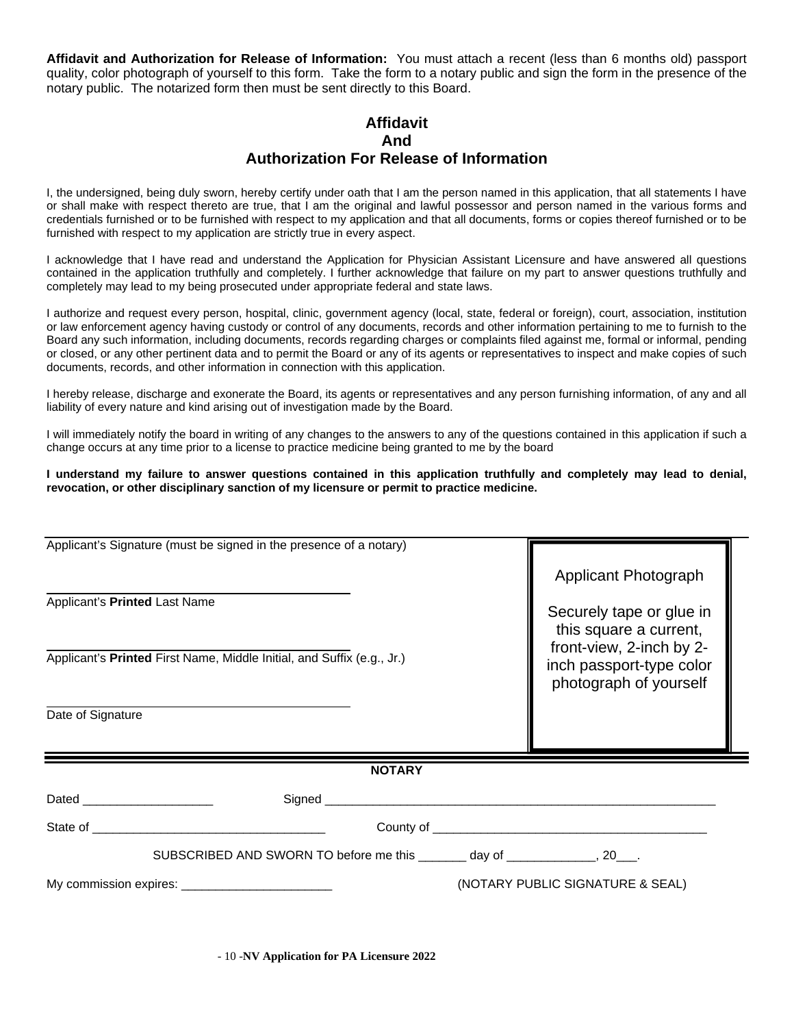**Affidavit and Authorization for Release of Information:** You must attach a recent (less than 6 months old) passport quality, color photograph of yourself to this form. Take the form to a notary public and sign the form in the presence of the notary public. The notarized form then must be sent directly to this Board.

## Affidavit
## And
## Authorization For Release of Information

I, the undersigned, being duly sworn, hereby certify under oath that I am the person named in this application, that all statements I have or shall make with respect thereto are true, that I am the original and lawful possessor and person named in the various forms and credentials furnished or to be furnished with respect to my application and that all documents, forms or copies thereof furnished or to be furnished with respect to my application are strictly true in every aspect.

I acknowledge that I have read and understand the Application for Physician Assistant Licensure and have answered all questions contained in the application truthfully and completely. I further acknowledge that failure on my part to answer questions truthfully and completely may lead to my being prosecuted under appropriate federal and state laws.

I authorize and request every person, hospital, clinic, government agency (local, state, federal or foreign), court, association, institution or law enforcement agency having custody or control of any documents, records and other information pertaining to me to furnish to the Board any such information, including documents, records regarding charges or complaints filed against me, formal or informal, pending or closed, or any other pertinent data and to permit the Board or any of its agents or representatives to inspect and make copies of such documents, records, and other information in connection with this application.

I hereby release, discharge and exonerate the Board, its agents or representatives and any person furnishing information, of any and all liability of every nature and kind arising out of investigation made by the Board.

I will immediately notify the board in writing of any changes to the answers to any of the questions contained in this application if such a change occurs at any time prior to a license to practice medicine being granted to me by the board

**I understand my failure to answer questions contained in this application truthfully and completely may lead to denial, revocation, or other disciplinary sanction of my licensure or permit to practice medicine.**

Applicant's Signature (must be signed in the presence of a notary)

_______________________________________

Applicant's **Printed** Last Name

_______________________________________

Applicant's **Printed** First Name, Middle Initial, and Suffix (e.g., Jr.)

_______________________________________

Date of Signature

Applicant Photograph

Securely tape or glue in this square a current, front-view, 2-inch by 2-inch passport-type color photograph of yourself

**NOTARY**

Dated ___________________ Signed ___________________________________________________________

State of __________________________________ County of ________________________________________

SUBSCRIBED AND SWORN TO before me this _______ day of _____________, 20___.

My commission expires: ______________________ (NOTARY PUBLIC SIGNATURE & SEAL)

**NV Application for PA Licensure 2022**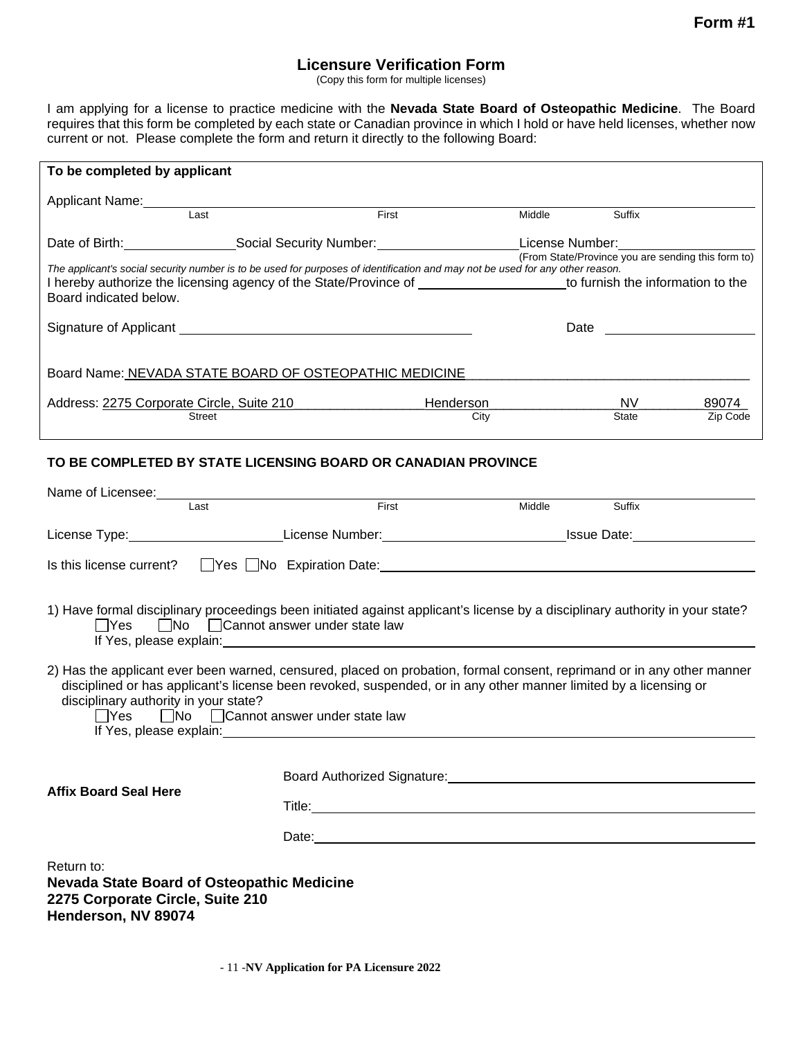**Form #1**

# Licensure Verification Form

(Copy this form for multiple licenses)

I am applying for a license to practice medicine with the **Nevada State Board of Osteopathic Medicine**. The Board requires that this form be completed by each state or Canadian province in which I hold or have held licenses, whether now current or not. Please complete the form and return it directly to the following Board:

**To be completed by applicant**

Applicant Name: ______________________________________________
Last | First | Middle | Suffix

Date of Birth: ____________ Social Security Number: ______________ License Number: ______________
(From State/Province you are sending this form to)

*The applicant's social security number is to be used for purposes of identification and may not be used for any other reason.*

I hereby authorize the licensing agency of the State/Province of ________________ to furnish the information to the Board indicated below.

Signature of Applicant ______________________________ Date ______________

Board Name: NEVADA STATE BOARD OF OSTEOPATHIC MEDICINE

Address: 2275 Corporate Circle, Suite 210 (Street) Henderson (City) NV (State) 89074 (Zip Code)

**TO BE COMPLETED BY STATE LICENSING BOARD OR CANADIAN PROVINCE**

Name of Licensee: ______________________________________________
Last | First | Middle | Suffix

License Type: ______________ License Number: ______________ Issue Date: ______________

Is this license current? ☐Yes ☐No Expiration Date: ______________

1) Have formal disciplinary proceedings been initiated against applicant's license by a disciplinary authority in your state?
☐Yes ☐No ☐Cannot answer under state law
If Yes, please explain: ______________________________________________

2) Has the applicant ever been warned, censured, placed on probation, formal consent, reprimand or in any other manner disciplined or has applicant's license been revoked, suspended, or in any other manner limited by a licensing or disciplinary authority in your state?
☐Yes ☐No ☐Cannot answer under state law
If Yes, please explain: ______________________________________________

**Affix Board Seal Here**

Board Authorized Signature: ______________________________

Title: ______________________________

Date: ______________________________

Return to:
**Nevada State Board of Osteopathic Medicine**
**2275 Corporate Circle, Suite 210**
**Henderson, NV 89074**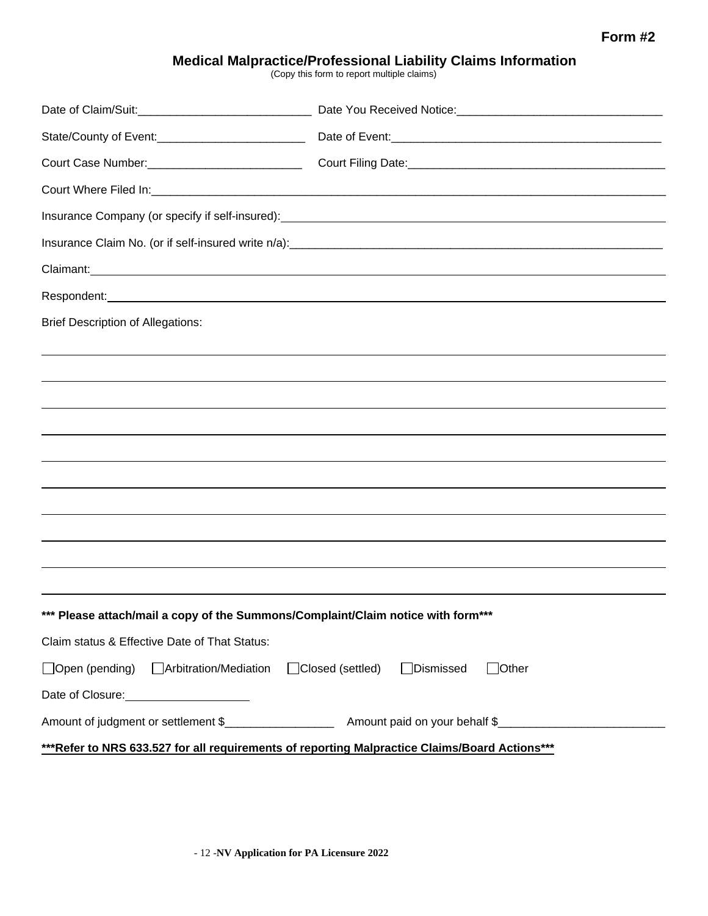**Form #2**

## Medical Malpractice/Professional Liability Claims Information

(Copy this form to report multiple claims)

Date of Claim/Suit:___________________________ Date You Received Notice:_______________________________

State/County of Event:_______________________ Date of Event:_________________________________________

Court Case Number:________________________ Court Filing Date:_______________________________________

Court Where Filed In:_________________________________________________________________________________

Insurance Company (or specify if self-insured):_____________________________________________________________

Insurance Claim No. (or if self-insured write n/a):____________________________________________________________

Claimant:_______________________________________________________________________________________

Respondent:_____________________________________________________________________________________

Brief Description of Allegations:

_______________________________________________________________________________________________

_______________________________________________________________________________________________

_______________________________________________________________________________________________

_______________________________________________________________________________________________

_______________________________________________________________________________________________

_______________________________________________________________________________________________

_______________________________________________________________________________________________

_______________________________________________________________________________________________

_______________________________________________________________________________________________

_______________________________________________________________________________________________

**\*\*\* Please attach/mail a copy of the Summons/Complaint/Claim notice with form\*\*\***

Claim status & Effective Date of That Status:

☐ Open (pending) ☐ Arbitration/Mediation ☐ Closed (settled) ☐ Dismissed ☐ Other

Date of Closure:___________________

Amount of judgment or settlement $_________________ Amount paid on your behalf $_________________________

**\*\*\*Refer to NRS 633.527 for all requirements of reporting Malpractice Claims/Board Actions\*\*\***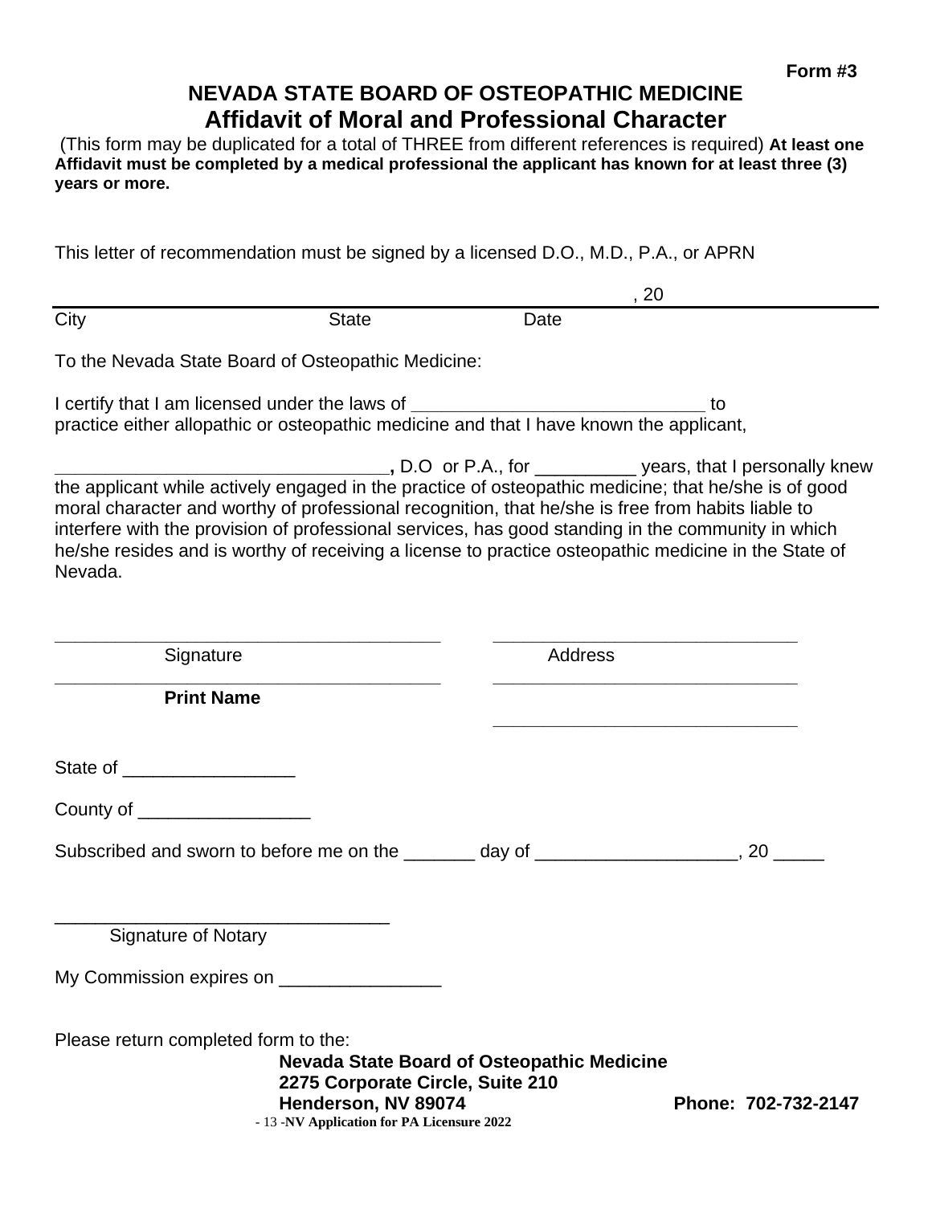**Form #3**

# NEVADA STATE BOARD OF OSTEOPATHIC MEDICINE

## Affidavit of Moral and Professional Character

(This form may be duplicated for a total of THREE from different references is required) **At least one Affidavit must be completed by a medical professional the applicant has known for at least three (3) years or more.**

This letter of recommendation must be signed by a licensed D.O., M.D., P.A., or APRN

_______________________________________________________________, 20 ____

City                State                Date

To the Nevada State Board of Osteopathic Medicine:

I certify that I am licensed under the laws of _____________________________ to practice either allopathic or osteopathic medicine and that I have known the applicant,

_________________________________, D.O or P.A., for __________ years, that I personally knew the applicant while actively engaged in the practice of osteopathic medicine; that he/she is of good moral character and worthy of professional recognition, that he/she is free from habits liable to interfere with the provision of professional services, has good standing in the community in which he/she resides and is worthy of receiving a license to practice osteopathic medicine in the State of Nevada.

______________________________________ ______________________________

Signature                Address

______________________________________ ______________________________

**Print Name**

______________________________

State of _________________

County of _________________

Subscribed and sworn to before me on the _______ day of ____________________, 20 _____

_________________________________

Signature of Notary

My Commission expires on ________________

Please return completed form to the:

**Nevada State Board of Osteopathic Medicine**
**2275 Corporate Circle, Suite 210**
**Henderson, NV 89074**                **Phone: 702-732-2147**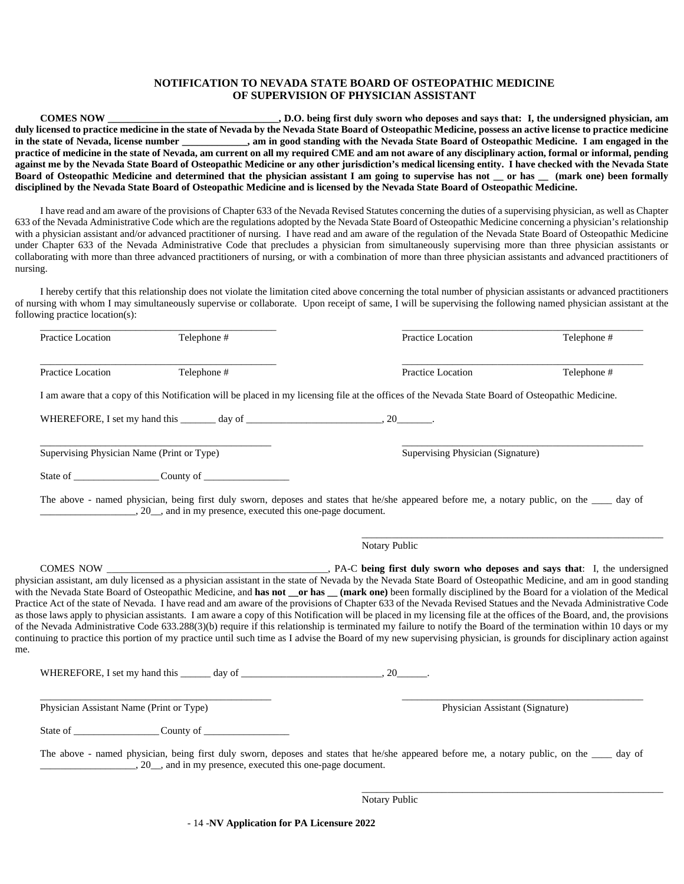## NOTIFICATION TO NEVADA STATE BOARD OF OSTEOPATHIC MEDICINE OF SUPERVISION OF PHYSICIAN ASSISTANT

**COMES NOW \_\_\_\_\_\_\_\_\_\_\_\_\_\_\_\_\_\_\_\_\_\_\_\_\_\_\_\_\_\_\_\_\_\_, D.O. being first duly sworn who deposes and says that: I, the undersigned physician, am duly licensed to practice medicine in the state of Nevada by the Nevada State Board of Osteopathic Medicine, possess an active license to practice medicine in the state of Nevada, license number \_\_\_\_\_\_\_\_\_\_\_\_\_, am in good standing with the Nevada State Board of Osteopathic Medicine. I am engaged in the practice of medicine in the state of Nevada, am current on all my required CME and am not aware of any disciplinary action, formal or informal, pending against me by the Nevada State Board of Osteopathic Medicine or any other jurisdiction's medical licensing entity. I have checked with the Nevada State Board of Osteopathic Medicine and determined that the physician assistant I am going to supervise has not \_\_ or has \_\_ (mark one) been formally disciplined by the Nevada State Board of Osteopathic Medicine and is licensed by the Nevada State Board of Osteopathic Medicine.**

I have read and am aware of the provisions of Chapter 633 of the Nevada Revised Statutes concerning the duties of a supervising physician, as well as Chapter 633 of the Nevada Administrative Code which are the regulations adopted by the Nevada State Board of Osteopathic Medicine concerning a physician's relationship with a physician assistant and/or advanced practitioner of nursing. I have read and am aware of the regulation of the Nevada State Board of Osteopathic Medicine under Chapter 633 of the Nevada Administrative Code that precludes a physician from simultaneously supervising more than three physician assistants or collaborating with more than three advanced practitioners of nursing, or with a combination of more than three physician assistants and advanced practitioners of nursing.

I hereby certify that this relationship does not violate the limitation cited above concerning the total number of physician assistants or advanced practitioners of nursing with whom I may simultaneously supervise or collaborate. Upon receipt of same, I will be supervising the following named physician assistant at the following practice location(s):

\_\_\_\_\_\_\_\_\_\_\_\_\_\_\_\_\_\_\_\_\_\_\_\_\_\_\_\_\_\_\_\_\_\_\_\_\_\_\_\_\_\_\_\_\_\_ \_\_\_\_\_\_\_\_\_\_\_\_\_\_\_\_\_\_\_\_\_\_\_\_\_\_\_\_\_\_\_\_\_\_\_\_\_\_\_\_\_\_\_\_\_\_
Practice Location Telephone # Practice Location Telephone #

\_\_\_\_\_\_\_\_\_\_\_\_\_\_\_\_\_\_\_\_\_\_\_\_\_\_\_\_\_\_\_\_\_\_\_\_\_\_\_\_\_\_\_\_\_\_ \_\_\_\_\_\_\_\_\_\_\_\_\_\_\_\_\_\_\_\_\_\_\_\_\_\_\_\_\_\_\_\_\_\_\_\_\_\_\_\_\_\_\_\_\_\_
Practice Location Telephone # Practice Location Telephone #

I am aware that a copy of this Notification will be placed in my licensing file at the offices of the Nevada State Board of Osteopathic Medicine.

WHEREFORE, I set my hand this \_\_\_\_\_\_\_ day of \_\_\_\_\_\_\_\_\_\_\_\_\_\_\_\_\_\_\_\_\_\_\_\_\_\_\_, 20\_\_\_\_\_\_\_.

\_\_\_\_\_\_\_\_\_\_\_\_\_\_\_\_\_\_\_\_\_\_\_\_\_\_\_\_\_\_\_\_\_\_\_\_\_\_\_\_\_\_\_\_\_ \_\_\_\_\_\_\_\_\_\_\_\_\_\_\_\_\_\_\_\_\_\_\_\_\_\_\_\_\_\_\_\_\_\_\_\_\_\_\_\_\_\_\_\_\_\_
Supervising Physician Name (Print or Type) Supervising Physician (Signature)

State of \_\_\_\_\_\_\_\_\_\_\_\_\_\_\_\_\_ County of \_\_\_\_\_\_\_\_\_\_\_\_\_\_\_\_\_

The above - named physician, being first duly sworn, deposes and states that he/she appeared before me, a notary public, on the \_\_\_\_ day of \_\_\_\_\_\_\_\_\_\_\_\_\_\_\_\_\_\_\_, 20\_\_, and in my presence, executed this one-page document.

\_\_\_\_\_\_\_\_\_\_\_\_\_\_\_\_\_\_\_\_\_\_\_\_\_\_\_\_\_\_\_\_\_\_\_\_\_\_\_\_\_\_\_\_\_\_\_\_\_\_\_\_\_\_\_\_\_\_\_\_
Notary Public

COMES NOW \_\_\_\_\_\_\_\_\_\_\_\_\_\_\_\_\_\_\_\_\_\_\_\_\_\_\_\_\_\_\_\_\_\_\_\_\_\_\_\_\_\_\_\_\_, PA-C **being first duly sworn who deposes and says that**: I, the undersigned physician assistant, am duly licensed as a physician assistant in the state of Nevada by the Nevada State Board of Osteopathic Medicine, and am in good standing with the Nevada State Board of Osteopathic Medicine, and **has not \_\_or has \_\_ (mark one)** been formally disciplined by the Board for a violation of the Medical Practice Act of the state of Nevada. I have read and am aware of the provisions of Chapter 633 of the Nevada Revised Statues and the Nevada Administrative Code as those laws apply to physician assistants. I am aware a copy of this Notification will be placed in my licensing file at the offices of the Board, and, the provisions of the Nevada Administrative Code 633.288(3)(b) require if this relationship is terminated my failure to notify the Board of the termination within 10 days or my continuing to practice this portion of my practice until such time as I advise the Board of my new supervising physician, is grounds for disciplinary action against me.

WHEREFORE, I set my hand this \_\_\_\_\_\_ day of \_\_\_\_\_\_\_\_\_\_\_\_\_\_\_\_\_\_\_\_\_\_\_\_\_\_\_\_, 20\_\_\_\_\_\_.

\_\_\_\_\_\_\_\_\_\_\_\_\_\_\_\_\_\_\_\_\_\_\_\_\_\_\_\_\_\_\_\_\_\_\_\_\_\_\_\_\_\_\_\_\_ \_\_\_\_\_\_\_\_\_\_\_\_\_\_\_\_\_\_\_\_\_\_\_\_\_\_\_\_\_\_\_\_\_\_\_\_\_\_\_\_\_\_\_\_\_\_
Physician Assistant Name (Print or Type) Physician Assistant (Signature)

State of \_\_\_\_\_\_\_\_\_\_\_\_\_\_\_\_\_ County of \_\_\_\_\_\_\_\_\_\_\_\_\_\_\_\_\_

The above - named physician, being first duly sworn, deposes and states that he/she appeared before me, a notary public, on the \_\_\_\_ day of \_\_\_\_\_\_\_\_\_\_\_\_\_\_\_\_\_\_\_, 20\_\_, and in my presence, executed this one-page document.

\_\_\_\_\_\_\_\_\_\_\_\_\_\_\_\_\_\_\_\_\_\_\_\_\_\_\_\_\_\_\_\_\_\_\_\_\_\_\_\_\_\_\_\_\_\_\_\_\_\_\_\_\_\_\_\_\_\_\_\_
Notary Public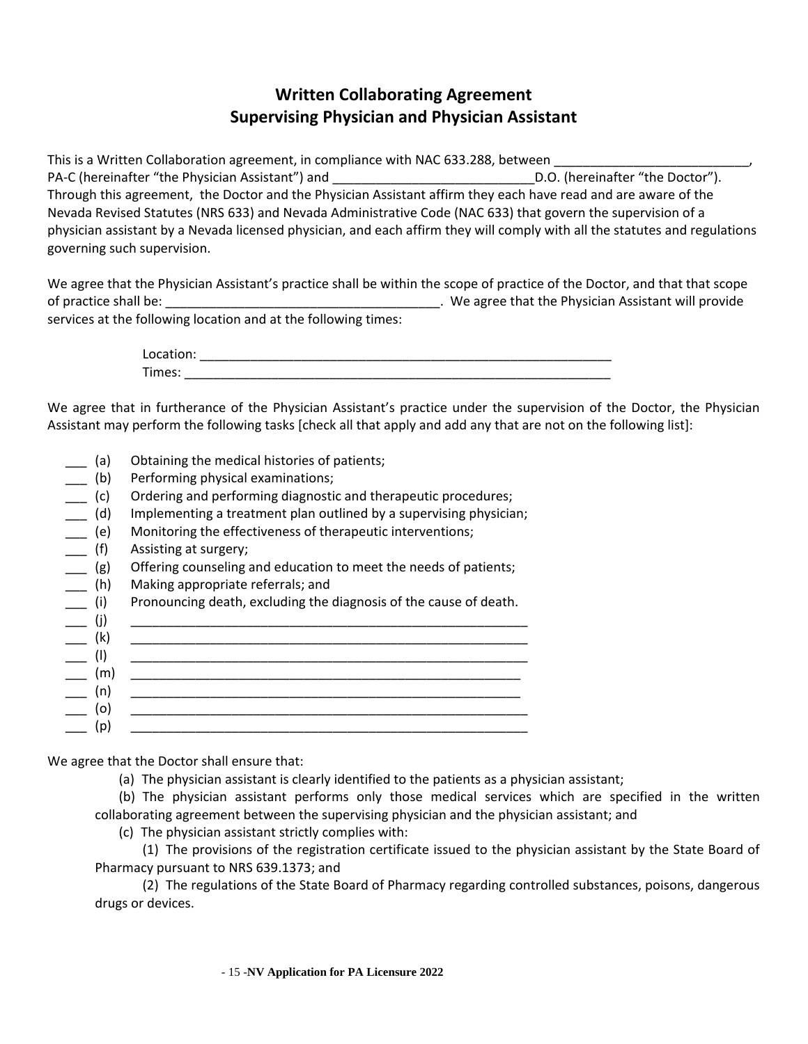# Written Collaborating Agreement
# Supervising Physician and Physician Assistant

This is a Written Collaboration agreement, in compliance with NAC 633.288, between ___________________________, PA-C (hereinafter "the Physician Assistant") and ____________________________D.O. (hereinafter "the Doctor"). Through this agreement, the Doctor and the Physician Assistant affirm they each have read and are aware of the Nevada Revised Statutes (NRS 633) and Nevada Administrative Code (NAC 633) that govern the supervision of a physician assistant by a Nevada licensed physician, and each affirm they will comply with all the statutes and regulations governing such supervision.

We agree that the Physician Assistant's practice shall be within the scope of practice of the Doctor, and that that scope of practice shall be: ______________________________________. We agree that the Physician Assistant will provide services at the following location and at the following times:

Location: ___________________________________________________________
Times: ______________________________________________________________

We agree that in furtherance of the Physician Assistant's practice under the supervision of the Doctor, the Physician Assistant may perform the following tasks [check all that apply and add any that are not on the following list]:

___ (a) Obtaining the medical histories of patients;
___ (b) Performing physical examinations;
___ (c) Ordering and performing diagnostic and therapeutic procedures;
___ (d) Implementing a treatment plan outlined by a supervising physician;
___ (e) Monitoring the effectiveness of therapeutic interventions;
___ (f) Assisting at surgery;
___ (g) Offering counseling and education to meet the needs of patients;
___ (h) Making appropriate referrals; and
___ (i) Pronouncing death, excluding the diagnosis of the cause of death.
___ (j) _________________________________________________________
___ (k) _________________________________________________________
___ (l) _________________________________________________________
___ (m) ________________________________________________________
___ (n) ________________________________________________________
___ (o) _________________________________________________________
___ (p) _________________________________________________________

We agree that the Doctor shall ensure that:

(a) The physician assistant is clearly identified to the patients as a physician assistant;

(b) The physician assistant performs only those medical services which are specified in the written collaborating agreement between the supervising physician and the physician assistant; and

(c) The physician assistant strictly complies with:

(1) The provisions of the registration certificate issued to the physician assistant by the State Board of Pharmacy pursuant to NRS 639.1373; and

(2) The regulations of the State Board of Pharmacy regarding controlled substances, poisons, dangerous drugs or devices.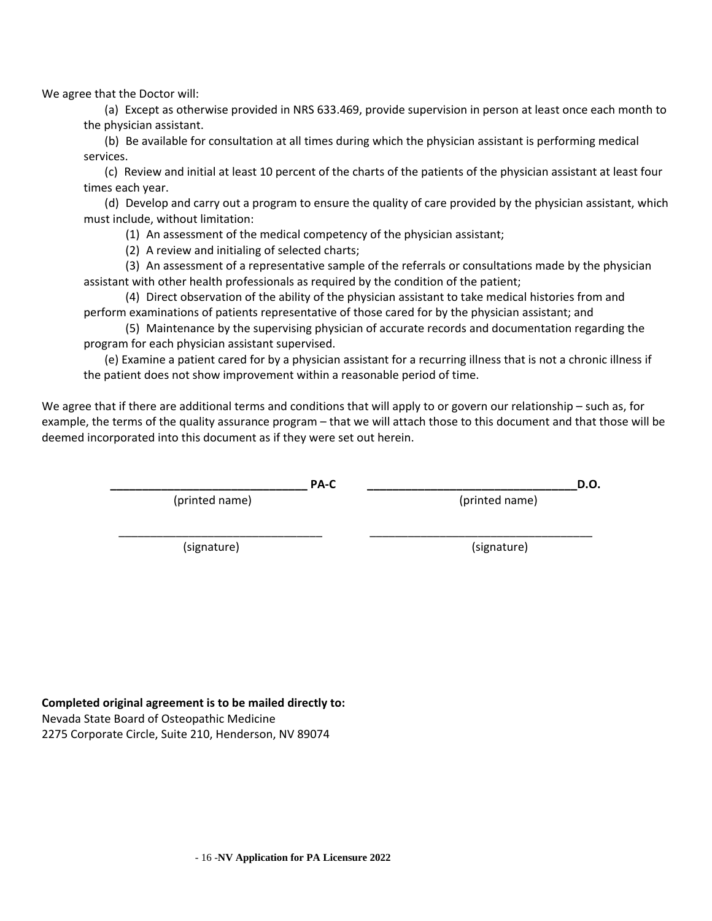We agree that the Doctor will:

(a) Except as otherwise provided in NRS 633.469, provide supervision in person at least once each month to the physician assistant.

(b) Be available for consultation at all times during which the physician assistant is performing medical services.

(c) Review and initial at least 10 percent of the charts of the patients of the physician assistant at least four times each year.

(d) Develop and carry out a program to ensure the quality of care provided by the physician assistant, which must include, without limitation:

(1) An assessment of the medical competency of the physician assistant;

(2) A review and initialing of selected charts;

(3) An assessment of a representative sample of the referrals or consultations made by the physician assistant with other health professionals as required by the condition of the patient;

(4) Direct observation of the ability of the physician assistant to take medical histories from and perform examinations of patients representative of those cared for by the physician assistant; and

(5) Maintenance by the supervising physician of accurate records and documentation regarding the program for each physician assistant supervised.

(e) Examine a patient cared for by a physician assistant for a recurring illness that is not a chronic illness if the patient does not show improvement within a reasonable period of time.

We agree that if there are additional terms and conditions that will apply to or govern our relationship – such as, for example, the terms of the quality assurance program – that we will attach those to this document and that those will be deemed incorporated into this document as if they were set out herein.

| | |
|---|---|
| ______________________________ **PA-C** | ______________________________**D.O.** |
| (printed name) | (printed name) |
| ______________________________ | ______________________________ |
| (signature) | (signature) |

**Completed original agreement is to be mailed directly to:**
Nevada State Board of Osteopathic Medicine
2275 Corporate Circle, Suite 210, Henderson, NV 89074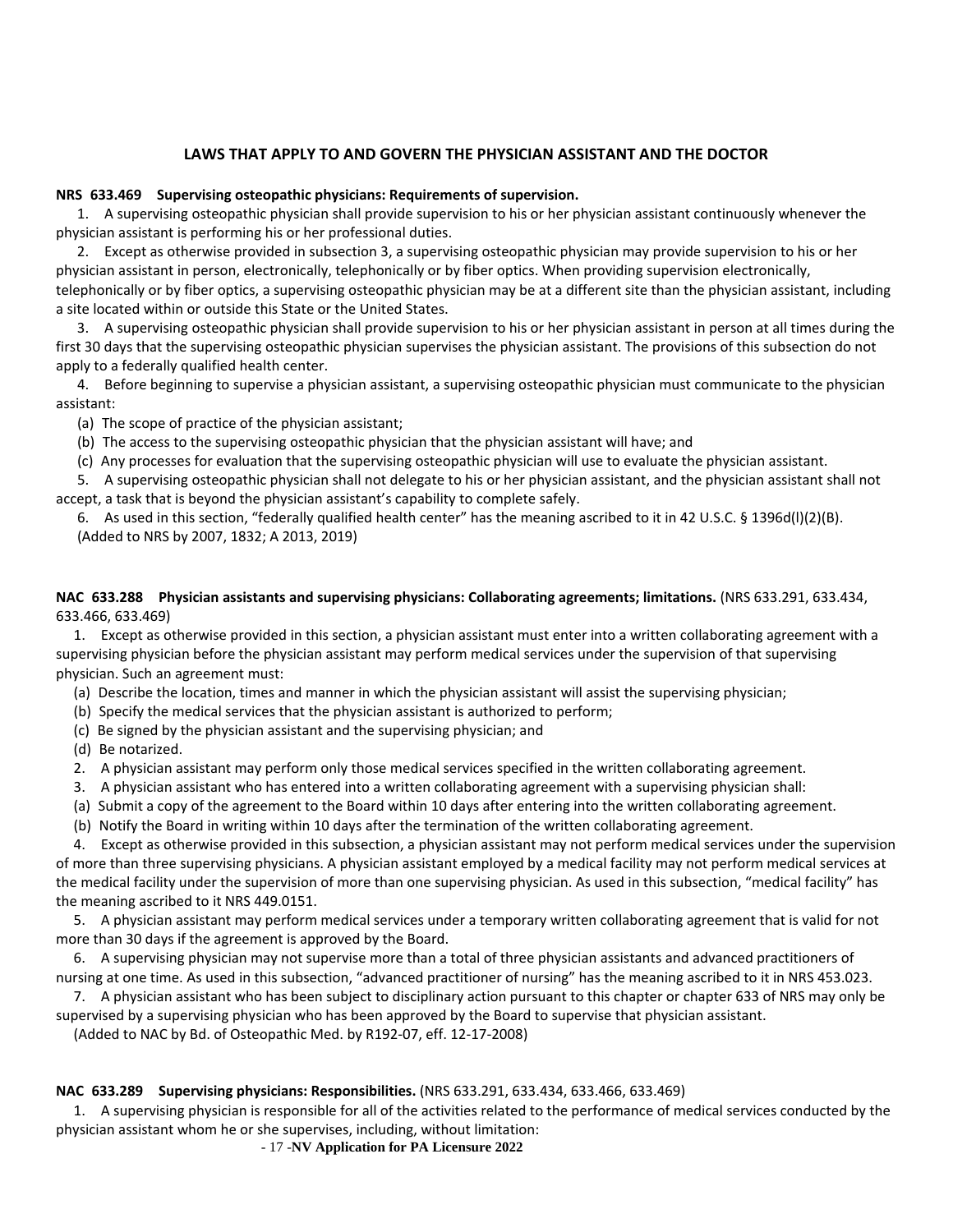## LAWS THAT APPLY TO AND GOVERN THE PHYSICIAN ASSISTANT AND THE DOCTOR

**NRS 633.469 Supervising osteopathic physicians: Requirements of supervision.**

1. A supervising osteopathic physician shall provide supervision to his or her physician assistant continuously whenever the physician assistant is performing his or her professional duties.

2. Except as otherwise provided in subsection 3, a supervising osteopathic physician may provide supervision to his or her physician assistant in person, electronically, telephonically or by fiber optics. When providing supervision electronically, telephonically or by fiber optics, a supervising osteopathic physician may be at a different site than the physician assistant, including a site located within or outside this State or the United States.

3. A supervising osteopathic physician shall provide supervision to his or her physician assistant in person at all times during the first 30 days that the supervising osteopathic physician supervises the physician assistant. The provisions of this subsection do not apply to a federally qualified health center.

4. Before beginning to supervise a physician assistant, a supervising osteopathic physician must communicate to the physician assistant:

(a) The scope of practice of the physician assistant;

(b) The access to the supervising osteopathic physician that the physician assistant will have; and

(c) Any processes for evaluation that the supervising osteopathic physician will use to evaluate the physician assistant.

5. A supervising osteopathic physician shall not delegate to his or her physician assistant, and the physician assistant shall not accept, a task that is beyond the physician assistant's capability to complete safely.

6. As used in this section, "federally qualified health center" has the meaning ascribed to it in 42 U.S.C. § 1396d(l)(2)(B).

(Added to NRS by 2007, 1832; A 2013, 2019)

**NAC 633.288 Physician assistants and supervising physicians: Collaborating agreements; limitations.** (NRS 633.291, 633.434, 633.466, 633.469)

1. Except as otherwise provided in this section, a physician assistant must enter into a written collaborating agreement with a supervising physician before the physician assistant may perform medical services under the supervision of that supervising physician. Such an agreement must:

(a) Describe the location, times and manner in which the physician assistant will assist the supervising physician;

(b) Specify the medical services that the physician assistant is authorized to perform;

(c) Be signed by the physician assistant and the supervising physician; and

(d) Be notarized.

2. A physician assistant may perform only those medical services specified in the written collaborating agreement.

3. A physician assistant who has entered into a written collaborating agreement with a supervising physician shall:

(a) Submit a copy of the agreement to the Board within 10 days after entering into the written collaborating agreement.

(b) Notify the Board in writing within 10 days after the termination of the written collaborating agreement.

4. Except as otherwise provided in this subsection, a physician assistant may not perform medical services under the supervision of more than three supervising physicians. A physician assistant employed by a medical facility may not perform medical services at the medical facility under the supervision of more than one supervising physician. As used in this subsection, "medical facility" has the meaning ascribed to it NRS 449.0151.

5. A physician assistant may perform medical services under a temporary written collaborating agreement that is valid for not more than 30 days if the agreement is approved by the Board.

6. A supervising physician may not supervise more than a total of three physician assistants and advanced practitioners of nursing at one time. As used in this subsection, "advanced practitioner of nursing" has the meaning ascribed to it in NRS 453.023.

7. A physician assistant who has been subject to disciplinary action pursuant to this chapter or chapter 633 of NRS may only be supervised by a supervising physician who has been approved by the Board to supervise that physician assistant.

(Added to NAC by Bd. of Osteopathic Med. by R192-07, eff. 12-17-2008)

**NAC 633.289 Supervising physicians: Responsibilities.** (NRS 633.291, 633.434, 633.466, 633.469)

1. A supervising physician is responsible for all of the activities related to the performance of medical services conducted by the physician assistant whom he or she supervises, including, without limitation: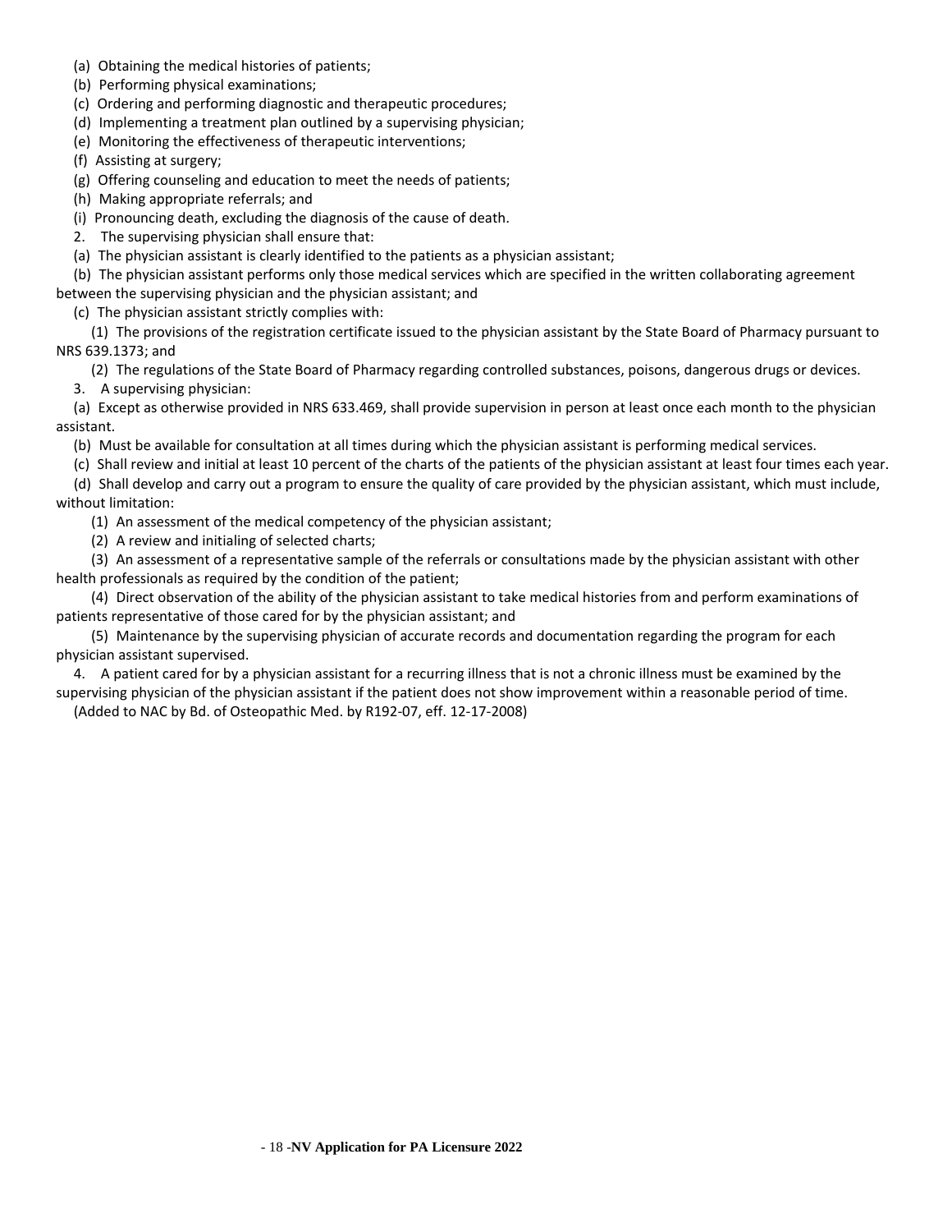(a) Obtaining the medical histories of patients;

(b) Performing physical examinations;

(c) Ordering and performing diagnostic and therapeutic procedures;

(d) Implementing a treatment plan outlined by a supervising physician;

(e) Monitoring the effectiveness of therapeutic interventions;

(f) Assisting at surgery;

(g) Offering counseling and education to meet the needs of patients;

(h) Making appropriate referrals; and

(i) Pronouncing death, excluding the diagnosis of the cause of death.

2. The supervising physician shall ensure that:

(a) The physician assistant is clearly identified to the patients as a physician assistant;

(b) The physician assistant performs only those medical services which are specified in the written collaborating agreement between the supervising physician and the physician assistant; and

(c) The physician assistant strictly complies with:

(1) The provisions of the registration certificate issued to the physician assistant by the State Board of Pharmacy pursuant to NRS 639.1373; and

(2) The regulations of the State Board of Pharmacy regarding controlled substances, poisons, dangerous drugs or devices.

3. A supervising physician:

(a) Except as otherwise provided in NRS 633.469, shall provide supervision in person at least once each month to the physician assistant.

(b) Must be available for consultation at all times during which the physician assistant is performing medical services.

(c) Shall review and initial at least 10 percent of the charts of the patients of the physician assistant at least four times each year.

(d) Shall develop and carry out a program to ensure the quality of care provided by the physician assistant, which must include, without limitation:

(1) An assessment of the medical competency of the physician assistant;

(2) A review and initialing of selected charts;

(3) An assessment of a representative sample of the referrals or consultations made by the physician assistant with other health professionals as required by the condition of the patient;

(4) Direct observation of the ability of the physician assistant to take medical histories from and perform examinations of patients representative of those cared for by the physician assistant; and

(5) Maintenance by the supervising physician of accurate records and documentation regarding the program for each physician assistant supervised.

4. A patient cared for by a physician assistant for a recurring illness that is not a chronic illness must be examined by the supervising physician of the physician assistant if the patient does not show improvement within a reasonable period of time.

(Added to NAC by Bd. of Osteopathic Med. by R192-07, eff. 12-17-2008)